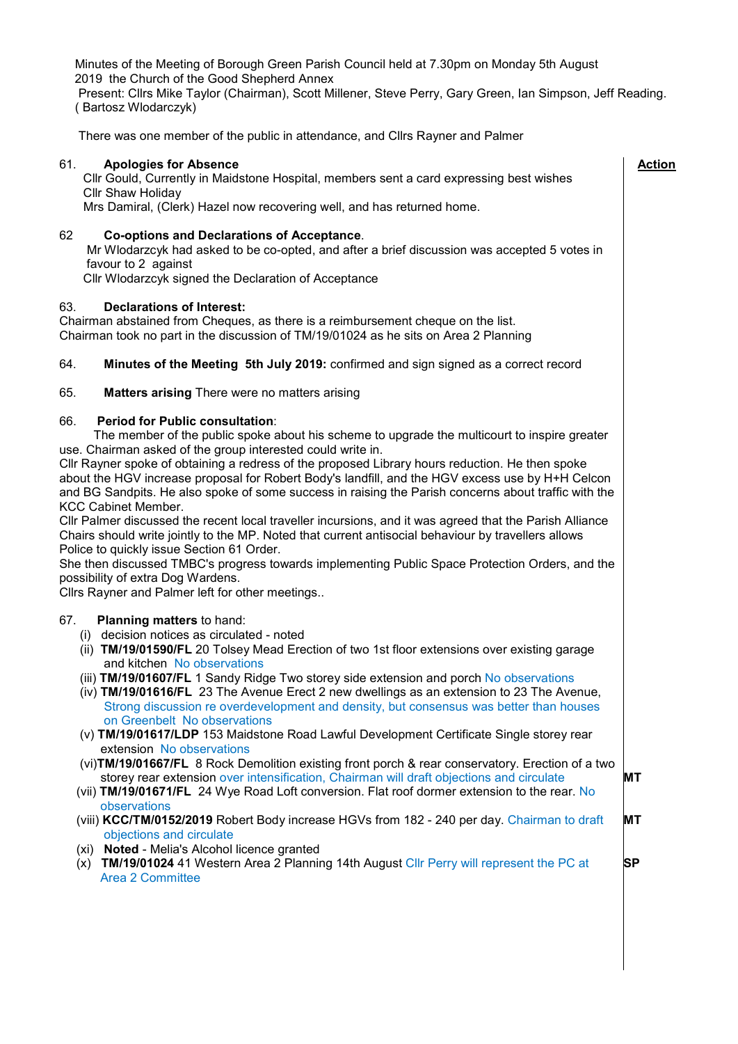Minutes of the Meeting of Borough Green Parish Council held at 7.30pm on Monday 5th August 2019 the Church of the Good Shepherd Annex

Present: Cllrs Mike Taylor (Chairman), Scott Millener, Steve Perry, Gary Green, Ian Simpson, Jeff Reading. ( Bartosz Wlodarczyk)

There was one member of the public in attendance, and Cllrs Rayner and Palmer

**Action**

61. **Apologies for Absence**

Cllr Gould, Currently in Maidstone Hospital, members sent a card expressing best wishes

Cllr Shaw Holiday

Mrs Damiral, (Clerk) Hazel now recovering well, and has returned home.

62 **Co-options and Declarations of Acceptance**.

Mr Wlodarzcyk had asked to be co-opted, and after a brief discussion was accepted 5 votes in favour to 2 against

Cllr Wlodarzcyk signed the Declaration of Acceptance

63. **Declarations of Interest:**

Chairman abstained from Cheques, as there is a reimbursement cheque on the list.

Chairman took no part in the discussion of TM/19/01024 as he sits on Area 2 Planning

64. **Minutes of the Meeting 5th July 2019:** confirmed and sign signed as a correct record

65. **Matters arising** There were no matters arising

66. **Period for Public consultation**:

The member of the public spoke about his scheme to upgrade the multicourt to inspire greater use. Chairman asked of the group interested could write in.

Cllr Rayner spoke of obtaining a redress of the proposed Library hours reduction. He then spoke about the HGV increase proposal for Robert Body's landfill, and the HGV excess use by H+H Celcon and BG Sandpits. He also spoke of some success in raising the Parish concerns about traffic with the KCC Cabinet Member.

Cllr Palmer discussed the recent local traveller incursions, and it was agreed that the Parish Alliance Chairs should write jointly to the MP. Noted that current antisocial behaviour by travellers allows Police to quickly issue Section 61 Order.

She then discussed TMBC's progress towards implementing Public Space Protection Orders, and the possibility of extra Dog Wardens.

Cllrs Rayner and Palmer left for other meetings..

67. **Planning matters** to hand:

(i) decision notices as circulated - noted

(ii) **TM/19/01590/FL** 20 Tolsey Mead Erection of two 1st floor extensions over existing garage and kitchen No observations

(iii) **TM/19/01607/FL** 1 Sandy Ridge Two storey side extension and porch No observations

(iv) **TM/19/01616/FL** 23 The Avenue Erect 2 new dwellings as an extension to 23 The Avenue, Strong discussion re overdevelopment and density, but consensus was better than houses on Greenbelt No observations

(v) **TM/19/01617/LDP** 153 Maidstone Road Lawful Development Certificate Single storey rear extension No observations

(vi) **TM/19/01667/FL** 8 Rock Demolition existing front porch & rear conservatory. Erection of a two storey rear extension over intensification, Chairman will draft objections and circulate — **MT**

(vii) **TM/19/01671/FL** 24 Wye Road Loft conversion. Flat roof dormer extension to the rear. No observations

(viii) **KCC/TM/0152/2019** Robert Body increase HGVs from 182 - 240 per day. Chairman to draft objections and circulate — **MT**

(xi) **Noted** - Melia's Alcohol licence granted

(x) **TM/19/01024** 41 Western Area 2 Planning 14th August Cllr Perry will represent the PC at Area 2 Committee — **SP**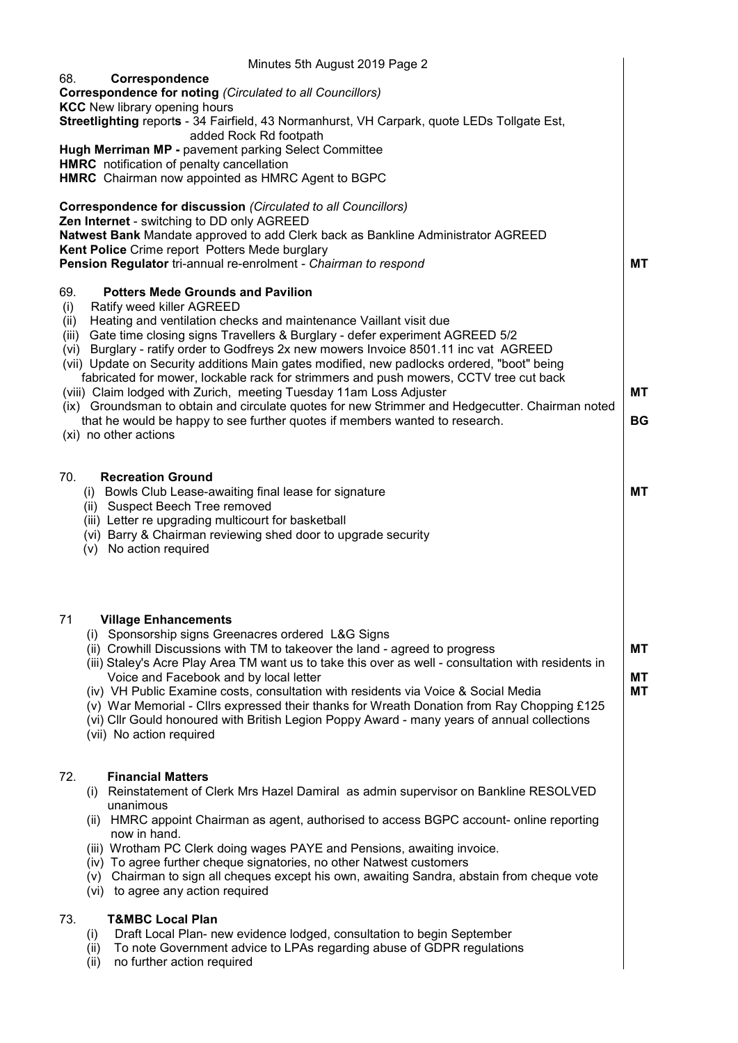Minutes 5th August 2019 Page 2

| | Action |
|---|---|
| **68. Correspondence** | |
| **Correspondence for noting** *(Circulated to all Councillors)* | |
| **KCC** New library opening hours | |
| **Streetlighting** reports - 34 Fairfield, 43 Normanhurst, VH Carpark, quote LEDs Tollgate Est, added Rock Rd footpath | |
| **Hugh Merriman MP -** pavement parking Select Committee | |
| **HMRC** notification of penalty cancellation | |
| **HMRC** Chairman now appointed as HMRC Agent to BGPC | |
| **Correspondence for discussion** *(Circulated to all Councillors)* | |
| **Zen Internet** - switching to DD only AGREED | |
| **Natwest Bank** Mandate approved to add Clerk back as Bankline Administrator AGREED | |
| **Kent Police** Crime report Potters Mede burglary | |
| **Pension Regulator** tri-annual re-enrolment - *Chairman to respond* | **MT** |
| **69. Potters Mede Grounds and Pavilion** | |
| (i) Ratify weed killer AGREED | |
| (ii) Heating and ventilation checks and maintenance Vaillant visit due | |
| (iii) Gate time closing signs Travellers & Burglary - defer experiment AGREED 5/2 | |
| (vi) Burglary - ratify order to Godfreys 2x new mowers Invoice 8501.11 inc vat AGREED | |
| (vii) Update on Security additions Main gates modified, new padlocks ordered, "boot" being fabricated for mower, lockable rack for strimmers and push mowers, CCTV tree cut back | |
| (viii) Claim lodged with Zurich, meeting Tuesday 11am Loss Adjuster | **MT** |
| (ix) Groundsman to obtain and circulate quotes for new Strimmer and Hedgecutter. Chairman noted that he would be happy to see further quotes if members wanted to research. | **BG** |
| (xi) no other actions | |
| **70. Recreation Ground** | |
| (i) Bowls Club Lease-awaiting final lease for signature | **MT** |
| (ii) Suspect Beech Tree removed | |
| (iii) Letter re upgrading multicourt for basketball | |
| (vi) Barry & Chairman reviewing shed door to upgrade security | |
| (v) No action required | |
| **71 Village Enhancements** | |
| (i) Sponsorship signs Greenacres ordered L&G Signs | |
| (ii) Crowhill Discussions with TM to takeover the land - agreed to progress | **MT** |
| (iii) Staley's Acre Play Area TM want us to take this over as well - consultation with residents in Voice and Facebook and by local letter | **MT** |
| (iv) VH Public Examine costs, consultation with residents via Voice & Social Media | **MT** |
| (v) War Memorial - Cllrs expressed their thanks for Wreath Donation from Ray Chopping £125 | |
| (vi) Cllr Gould honoured with British Legion Poppy Award - many years of annual collections | |
| (vii) No action required | |
| **72. Financial Matters** | |
| (i) Reinstatement of Clerk Mrs Hazel Damiral as admin supervisor on Bankline RESOLVED unanimous | |
| (ii) HMRC appoint Chairman as agent, authorised to access BGPC account- online reporting now in hand. | |
| (iii) Wrotham PC Clerk doing wages PAYE and Pensions, awaiting invoice. | |
| (iv) To agree further cheque signatories, no other Natwest customers | |
| (v) Chairman to sign all cheques except his own, awaiting Sandra, abstain from cheque vote | |
| (vi) to agree any action required | |
| **73. T&MBC Local Plan** | |
| (i) Draft Local Plan- new evidence lodged, consultation to begin September | |
| (ii) To note Government advice to LPAs regarding abuse of GDPR regulations | |
| (ii) no further action required | |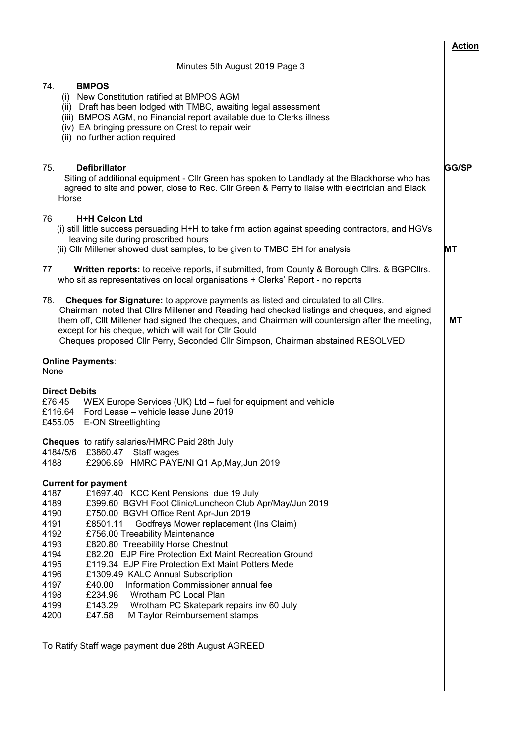**Action**

Minutes 5th August 2019 Page 3

74. **BMPOS**

(i) New Constitution ratified at BMPOS AGM
(ii) Draft has been lodged with TMBC, awaiting legal assessment
(iii) BMPOS AGM, no Financial report available due to Clerks illness
(iv) EA bringing pressure on Crest to repair weir
(ii) no further action required

75. **Defibrillator** — **GG/SP**

Siting of additional equipment - Cllr Green has spoken to Landlady at the Blackhorse who has agreed to site and power, close to Rec. Cllr Green & Perry to liaise with electrician and Black Horse

76 **H+H Celcon Ltd**

(i) still little success persuading H+H to take firm action against speeding contractors, and HGVs leaving site during proscribed hours
(ii) Cllr Millener showed dust samples, to be given to TMBC EH for analysis — **MT**

77 **Written reports:** to receive reports, if submitted, from County & Borough Cllrs. & BGPCllrs. who sit as representatives on local organisations + Clerks' Report - no reports

78. **Cheques for Signature:** to approve payments as listed and circulated to all Cllrs.
Chairman noted that Cllrs Millener and Reading had checked listings and cheques, and signed them off, Cllt Millener had signed the cheques, and Chairman will countersign after the meeting, except for his cheque, which will wait for Cllr Gould — **MT**
Cheques proposed Cllr Perry, Seconded Cllr Simpson, Chairman abstained RESOLVED

**Online Payments**:
None

**Direct Debits**
£76.45 WEX Europe Services (UK) Ltd – fuel for equipment and vehicle
£116.64 Ford Lease – vehicle lease June 2019
£455.05 E-ON Streetlighting

**Cheques** to ratify salaries/HMRC Paid 28th July
4184/5/6 £3860.47 Staff wages
4188 £2906.89 HMRC PAYE/NI Q1 Ap,May,Jun 2019

**Current for payment**
4187 £1697.40 KCC Kent Pensions due 19 July
4189 £399.60 BGVH Foot Clinic/Luncheon Club Apr/May/Jun 2019
4190 £750.00 BGVH Office Rent Apr-Jun 2019
4191 £8501.11 Godfreys Mower replacement (Ins Claim)
4192 £756.00 Treeability Maintenance
4193 £820.80 Treeability Horse Chestnut
4194 £82.20 EJP Fire Protection Ext Maint Recreation Ground
4195 £119.34 EJP Fire Protection Ext Maint Potters Mede
4196 £1309.49 KALC Annual Subscription
4197 £40.00 Information Commissioner annual fee
4198 £234.96 Wrotham PC Local Plan
4199 £143.29 Wrotham PC Skatepark repairs inv 60 July
4200 £47.58 M Taylor Reimbursement stamps

To Ratify Staff wage payment due 28th August AGREED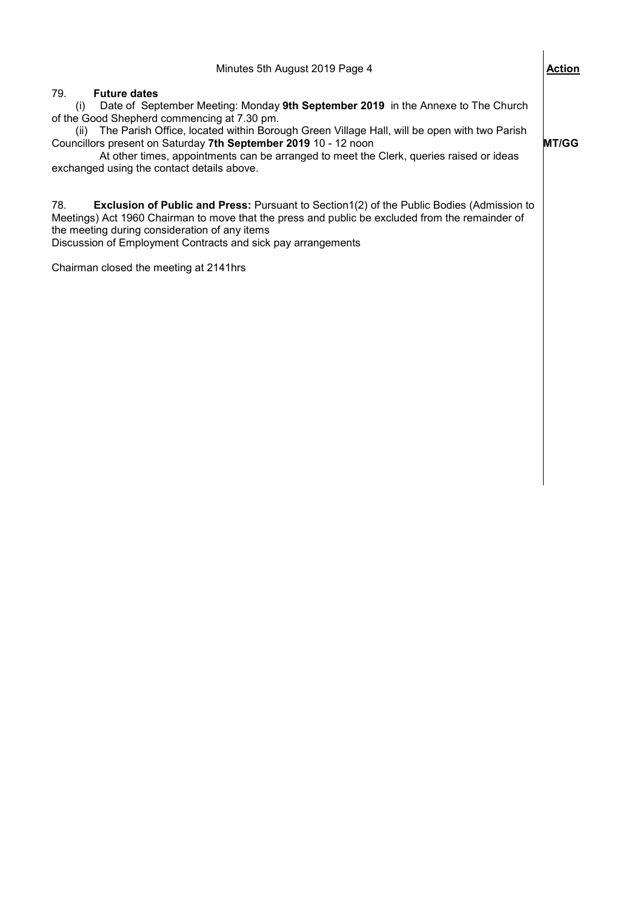**Action**

79. **Future dates**

(i) Date of September Meeting: Monday **9th September 2019** in the Annexe to The Church of the Good Shepherd commencing at 7.30 pm.

(ii) The Parish Office, located within Borough Green Village Hall, will be open with two Parish Councillors present on Saturday **7th September 2019** 10 - 12 noon — **MT/GG**

At other times, appointments can be arranged to meet the Clerk, queries raised or ideas exchanged using the contact details above.

78. **Exclusion of Public and Press:** Pursuant to Section1(2) of the Public Bodies (Admission to Meetings) Act 1960 Chairman to move that the press and public be excluded from the remainder of the meeting during consideration of any items

Discussion of Employment Contracts and sick pay arrangements

Chairman closed the meeting at 2141hrs